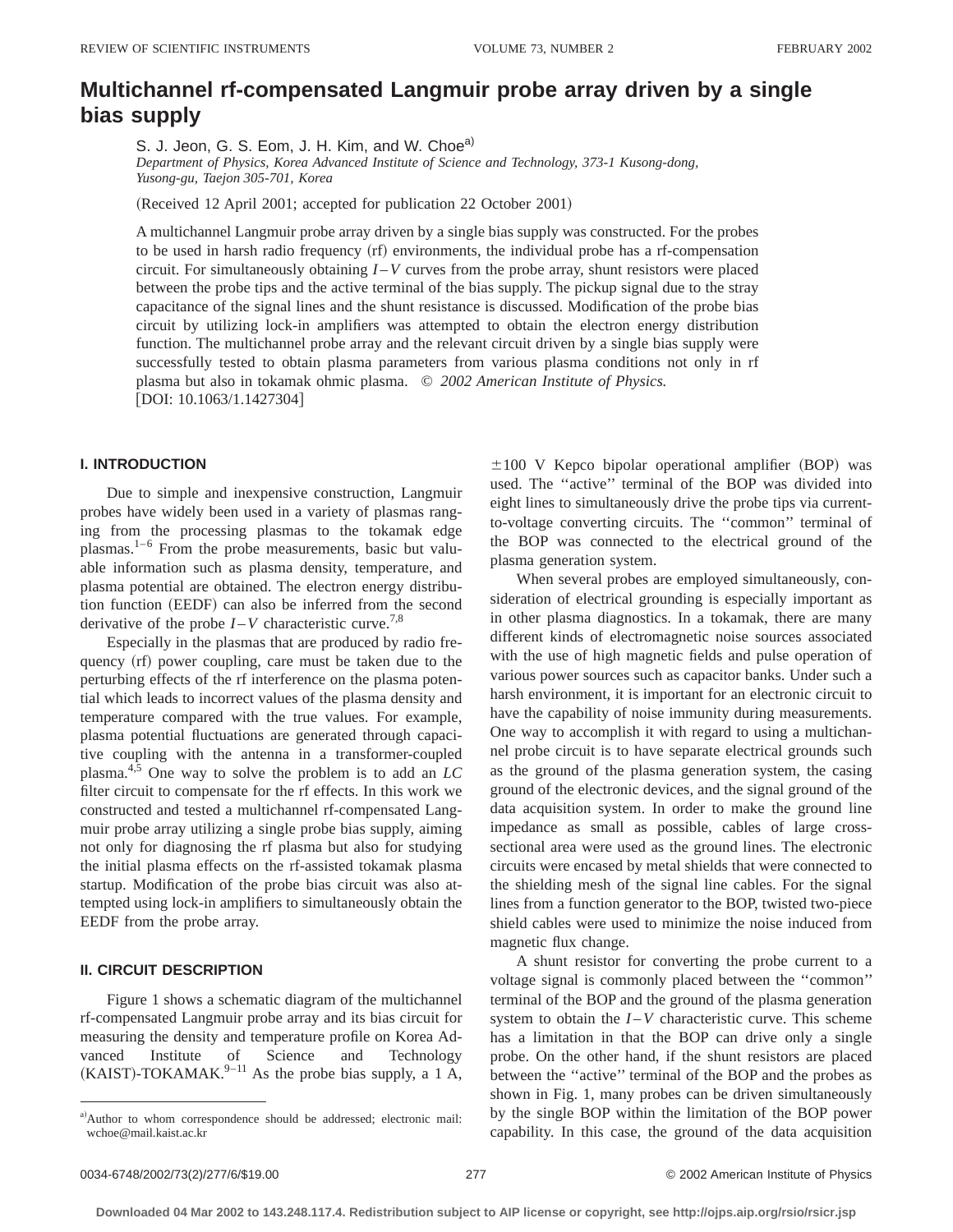# Multichannel rf-compensated Langmuir probe array driven by a single bias supply

S. J. Jeon, G. S. Eom, J. H. Kim, and W. Choe[a)]

*Department of Physics, Korea Advanced Institute of Science and Technology, 373-1 Kusong-dong, Yusong-gu, Taejon 305-701, Korea*

(Received 12 April 2001; accepted for publication 22 October 2001)

A multichannel Langmuir probe array driven by a single bias supply was constructed. For the probes to be used in harsh radio frequency (rf) environments, the individual probe has a rf-compensation circuit. For simultaneously obtaining $I-V$ curves from the probe array, shunt resistors were placed between the probe tips and the active terminal of the bias supply. The pickup signal due to the stray capacitance of the signal lines and the shunt resistance is discussed. Modification of the probe bias circuit by utilizing lock-in amplifiers was attempted to obtain the electron energy distribution function. The multichannel probe array and the relevant circuit driven by a single bias supply were successfully tested to obtain plasma parameters from various plasma conditions not only in rf plasma but also in tokamak ohmic plasma. © *2002 American Institute of Physics.* [DOI: 10.1063/1.1427304]

## I. INTRODUCTION

Due to simple and inexpensive construction, Langmuir probes have widely been used in a variety of plasmas ranging from the processing plasmas to the tokamak edge plasmas.[1–6] From the probe measurements, basic but valuable information such as plasma density, temperature, and plasma potential are obtained. The electron energy distribution function (EEDF) can also be inferred from the second derivative of the probe $I-V$ characteristic curve.[7,8]

Especially in the plasmas that are produced by radio frequency (rf) power coupling, care must be taken due to the perturbing effects of the rf interference on the plasma potential which leads to incorrect values of the plasma density and temperature compared with the true values. For example, plasma potential fluctuations are generated through capacitive coupling with the antenna in a transformer-coupled plasma.[4,5] One way to solve the problem is to add an $LC$ filter circuit to compensate for the rf effects. In this work we constructed and tested a multichannel rf-compensated Langmuir probe array utilizing a single probe bias supply, aiming not only for diagnosing the rf plasma but also for studying the initial plasma effects on the rf-assisted tokamak plasma startup. Modification of the probe bias circuit was also attempted using lock-in amplifiers to simultaneously obtain the EEDF from the probe array.

## II. CIRCUIT DESCRIPTION

Figure 1 shows a schematic diagram of the multichannel rf-compensated Langmuir probe array and its bias circuit for measuring the density and temperature profile on Korea Advanced Institute of Science and Technology (KAIST)-TOKAMAK.[9–11] As the probe bias supply, a 1 A, ±100 V Kepco bipolar operational amplifier (BOP) was used. The ''active'' terminal of the BOP was divided into eight lines to simultaneously drive the probe tips via current-to-voltage converting circuits. The ''common'' terminal of the BOP was connected to the electrical ground of the plasma generation system.

When several probes are employed simultaneously, consideration of electrical grounding is especially important as in other plasma diagnostics. In a tokamak, there are many different kinds of electromagnetic noise sources associated with the use of high magnetic fields and pulse operation of various power sources such as capacitor banks. Under such a harsh environment, it is important for an electronic circuit to have the capability of noise immunity during measurements. One way to accomplish it with regard to using a multichannel probe circuit is to have separate electrical grounds such as the ground of the plasma generation system, the casing ground of the electronic devices, and the signal ground of the data acquisition system. In order to make the ground line impedance as small as possible, cables of large cross-sectional area were used as the ground lines. The electronic circuits were encased by metal shields that were connected to the shielding mesh of the signal line cables. For the signal lines from a function generator to the BOP, twisted two-piece shield cables were used to minimize the noise induced from magnetic flux change.

A shunt resistor for converting the probe current to a voltage signal is commonly placed between the ''common'' terminal of the BOP and the ground of the plasma generation system to obtain the $I-V$ characteristic curve. This scheme has a limitation in that the BOP can drive only a single probe. On the other hand, if the shunt resistors are placed between the ''active'' terminal of the BOP and the probes as shown in Fig. 1, many probes can be driven simultaneously by the single BOP within the limitation of the BOP power capability. In this case, the ground of the data acquisition

[a)]Author to whom correspondence should be addressed; electronic mail: wchoe@mail.kaist.ac.kr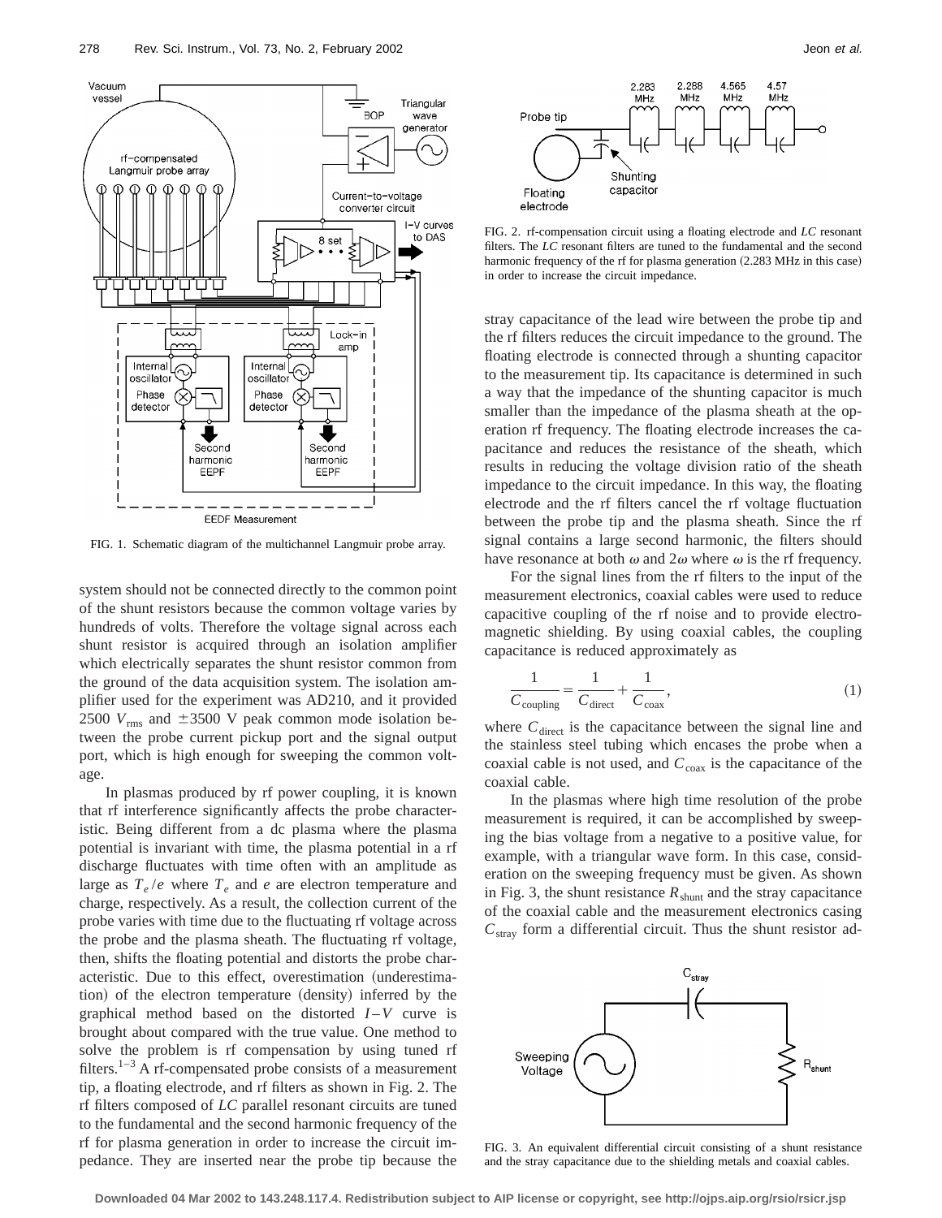FIG. 1. Schematic diagram of the multichannel Langmuir probe array.

system should not be connected directly to the common point of the shunt resistors because the common voltage varies by hundreds of volts. Therefore the voltage signal across each shunt resistor is acquired through an isolation amplifier which electrically separates the shunt resistor common from the ground of the data acquisition system. The isolation amplifier used for the experiment was AD210, and it provided 2500 $V_{\mathrm{rms}}$ and $\pm 3500$ V peak common mode isolation between the probe current pickup port and the signal output port, which is high enough for sweeping the common voltage.

In plasmas produced by rf power coupling, it is known that rf interference significantly affects the probe characteristic. Being different from a dc plasma where the plasma potential is invariant with time, the plasma potential in a rf discharge fluctuates with time often with an amplitude as large as $T_e/e$ where $T_e$ and $e$ are electron temperature and charge, respectively. As a result, the collection current of the probe varies with time due to the fluctuating rf voltage across the probe and the plasma sheath. The fluctuating rf voltage, then, shifts the floating potential and distorts the probe characteristic. Due to this effect, overestimation (underestimation) of the electron temperature (density) inferred by the graphical method based on the distorted $I-V$ curve is brought about compared with the true value. One method to solve the problem is rf compensation by using tuned rf filters.[1–3] A rf-compensated probe consists of a measurement tip, a floating electrode, and rf filters as shown in Fig. 2. The rf filters composed of *LC* parallel resonant circuits are tuned to the fundamental and the second harmonic frequency of the rf for plasma generation in order to increase the circuit impedance. They are inserted near the probe tip because the

FIG. 2. rf-compensation circuit using a floating electrode and *LC* resonant filters. The *LC* resonant filters are tuned to the fundamental and the second harmonic frequency of the rf for plasma generation (2.283 MHz in this case) in order to increase the circuit impedance.

stray capacitance of the lead wire between the probe tip and the rf filters reduces the circuit impedance to the ground. The floating electrode is connected through a shunting capacitor to the measurement tip. Its capacitance is determined in such a way that the impedance of the shunting capacitor is much smaller than the impedance of the plasma sheath at the operation rf frequency. The floating electrode increases the capacitance and reduces the resistance of the sheath, which results in reducing the voltage division ratio of the sheath impedance to the circuit impedance. In this way, the floating electrode and the rf filters cancel the rf voltage fluctuation between the probe tip and the plasma sheath. Since the rf signal contains a large second harmonic, the filters should have resonance at both $\omega$ and $2\omega$ where $\omega$ is the rf frequency.

For the signal lines from the rf filters to the input of the measurement electronics, coaxial cables were used to reduce capacitive coupling of the rf noise and to provide electromagnetic shielding. By using coaxial cables, the coupling capacitance is reduced approximately as

$$\frac{1}{C_{\mathrm{coupling}}} = \frac{1}{C_{\mathrm{direct}}} + \frac{1}{C_{\mathrm{coax}}}, \tag{1}$$

where $C_{\mathrm{direct}}$ is the capacitance between the signal line and the stainless steel tubing which encases the probe when a coaxial cable is not used, and $C_{\mathrm{coax}}$ is the capacitance of the coaxial cable.

In the plasmas where high time resolution of the probe measurement is required, it can be accomplished by sweeping the bias voltage from a negative to a positive value, for example, with a triangular wave form. In this case, consideration on the sweeping frequency must be given. As shown in Fig. 3, the shunt resistance $R_{\mathrm{shunt}}$ and the stray capacitance of the coaxial cable and the measurement electronics casing $C_{\mathrm{stray}}$ form a differential circuit. Thus the shunt resistor ad-

FIG. 3. An equivalent differential circuit consisting of a shunt resistance and the stray capacitance due to the shielding metals and coaxial cables.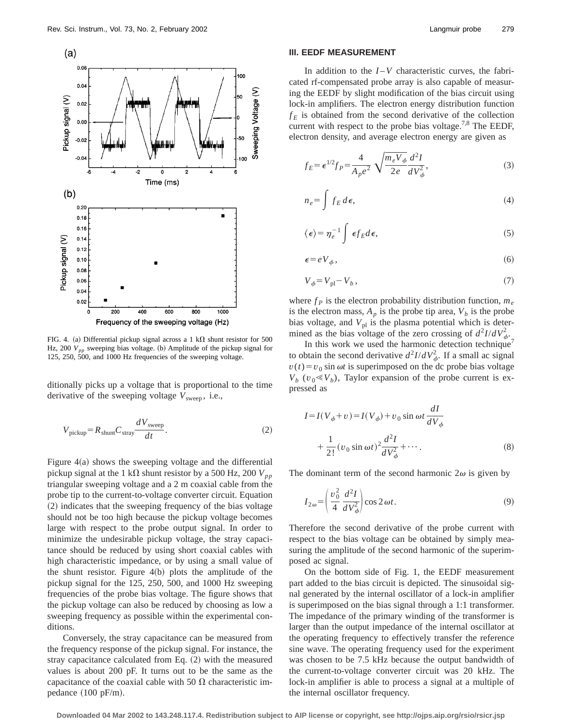FIG. 4. (a) Differential pickup signal across a 1 kΩ shunt resistor for 500 Hz, 200 $V_{pp}$ sweeping bias voltage. (b) Amplitude of the pickup signal for 125, 250, 500, and 1000 Hz frequencies of the sweeping voltage.

ditionally picks up a voltage that is proportional to the time derivative of the sweeping voltage $V_{\text{sweep}}$, i.e.,

$$V_{\text{pickup}} = R_{\text{shunt}} C_{\text{stray}} \frac{dV_{\text{sweep}}}{dt}. \tag{2}$$

Figure 4(a) shows the sweeping voltage and the differential pickup signal at the 1 kΩ shunt resistor by a 500 Hz, 200 $V_{pp}$ triangular sweeping voltage and a 2 m coaxial cable from the probe tip to the current-to-voltage converter circuit. Equation (2) indicates that the sweeping frequency of the bias voltage should not be too high because the pickup voltage becomes large with respect to the probe output signal. In order to minimize the undesirable pickup voltage, the stray capacitance should be reduced by using short coaxial cables with high characteristic impedance, or by using a small value of the shunt resistor. Figure 4(b) plots the amplitude of the pickup signal for the 125, 250, 500, and 1000 Hz sweeping frequencies of the probe bias voltage. The figure shows that the pickup voltage can also be reduced by choosing as low a sweeping frequency as possible within the experimental conditions.

Conversely, the stray capacitance can be measured from the frequency response of the pickup signal. For instance, the stray capacitance calculated from Eq. (2) with the measured values is about 200 pF. It turns out to be the same as the capacitance of the coaxial cable with 50 Ω characteristic impedance (100 pF/m).

## III. EEDF MEASUREMENT

In addition to the $I-V$ characteristic curves, the fabricated rf-compensated probe array is also capable of measuring the EEDF by slight modification of the bias circuit using lock-in amplifiers. The electron energy distribution function $f_E$ is obtained from the second derivative of the collection current with respect to the probe bias voltage.[7,8] The EEDF, electron density, and average electron energy are given as

$$f_E = \epsilon^{1/2} f_P = \frac{4}{A_p e^2} \sqrt{\frac{m_e V_\phi}{2e}} \frac{d^2 I}{dV_\phi^2}, \tag{3}$$

$$n_e = \int f_E \, d\epsilon, \tag{4}$$

$$\langle \epsilon \rangle = \eta_e^{-1} \int \epsilon f_E d\epsilon, \tag{5}$$

$$\epsilon = eV_\phi, \tag{6}$$

$$V_\phi = V_{\text{pl}} - V_b, \tag{7}$$

where $f_P$ is the electron probability distribution function, $m_e$ is the electron mass, $A_p$ is the probe tip area, $V_b$ is the probe bias voltage, and $V_{\text{pl}}$ is the plasma potential which is determined as the bias voltage of the zero crossing of $d^2I/dV_\phi^2$.

In this work we used the harmonic detection technique[7] to obtain the second derivative $d^2I/dV_\phi^2$. If a small ac signal $v(t) = v_0 \sin \omega t$ is superimposed on the dc probe bias voltage $V_b$ ($v_0 \ll V_b$), Taylor expansion of the probe current is expressed as

$$I = I(V_\phi + v) = I(V_\phi) + v_0 \sin \omega t \frac{dI}{dV_\phi} + \frac{1}{2!}(v_0 \sin \omega t)^2 \frac{d^2 I}{dV_\phi^2} + \cdots. \tag{8}$$

The dominant term of the second harmonic $2\omega$ is given by

$$I_{2\omega} = \left( \frac{v_0^2}{4} \frac{d^2 I}{dV_\phi^2} \right) \cos 2\omega t. \tag{9}$$

Therefore the second derivative of the probe current with respect to the bias voltage can be obtained by simply measuring the amplitude of the second harmonic of the superimposed ac signal.

On the bottom side of Fig. 1, the EEDF measurement part added to the bias circuit is depicted. The sinusoidal signal generated by the internal oscillator of a lock-in amplifier is superimposed on the bias signal through a 1:1 transformer. The impedance of the primary winding of the transformer is larger than the output impedance of the internal oscillator at the operating frequency to effectively transfer the reference sine wave. The operating frequency used for the experiment was chosen to be 7.5 kHz because the output bandwidth of the current-to-voltage converter circuit was 20 kHz. The lock-in amplifier is able to process a signal at a multiple of the internal oscillator frequency.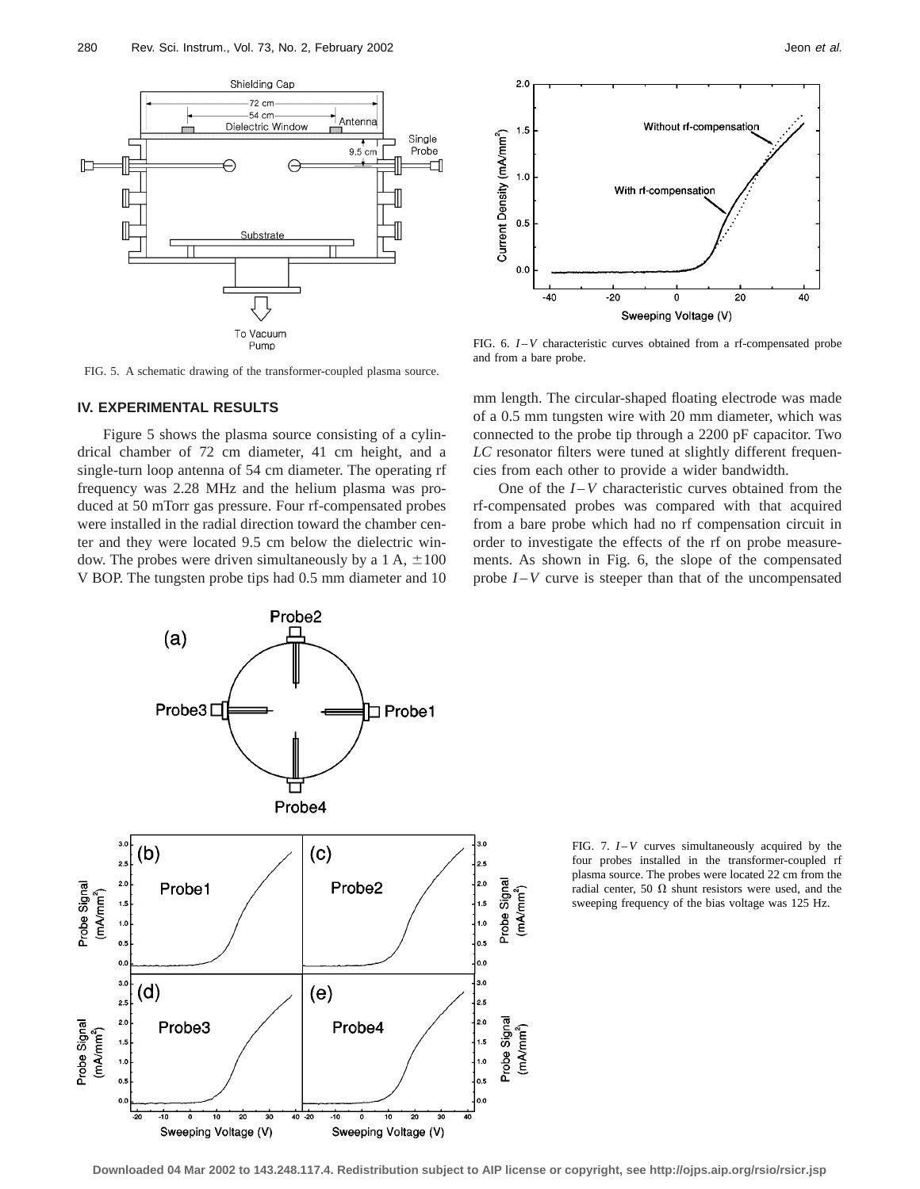FIG. 5. A schematic drawing of the transformer-coupled plasma source.

FIG. 6. $I$–$V$ characteristic curves obtained from a rf-compensated probe and from a bare probe.

## IV. EXPERIMENTAL RESULTS

Figure 5 shows the plasma source consisting of a cylindrical chamber of 72 cm diameter, 41 cm height, and a single-turn loop antenna of 54 cm diameter. The operating rf frequency was 2.28 MHz and the helium plasma was produced at 50 mTorr gas pressure. Four rf-compensated probes were installed in the radial direction toward the chamber center and they were located 9.5 cm below the dielectric window. The probes were driven simultaneously by a 1 A, $\pm 100$ V BOP. The tungsten probe tips had 0.5 mm diameter and 10 mm length. The circular-shaped floating electrode was made of a 0.5 mm tungsten wire with 20 mm diameter, which was connected to the probe tip through a 2200 pF capacitor. Two $LC$ resonator filters were tuned at slightly different frequencies from each other to provide a wider bandwidth.

One of the $I$–$V$ characteristic curves obtained from the rf-compensated probes was compared with that acquired from a bare probe which had no rf compensation circuit in order to investigate the effects of the rf on probe measurements. As shown in Fig. 6, the slope of the compensated probe $I$–$V$ curve is steeper than that of the uncompensated

FIG. 7. $I$–$V$ curves simultaneously acquired by the four probes installed in the transformer-coupled rf plasma source. The probes were located 22 cm from the radial center, 50 $\Omega$ shunt resistors were used, and the sweeping frequency of the bias voltage was 125 Hz.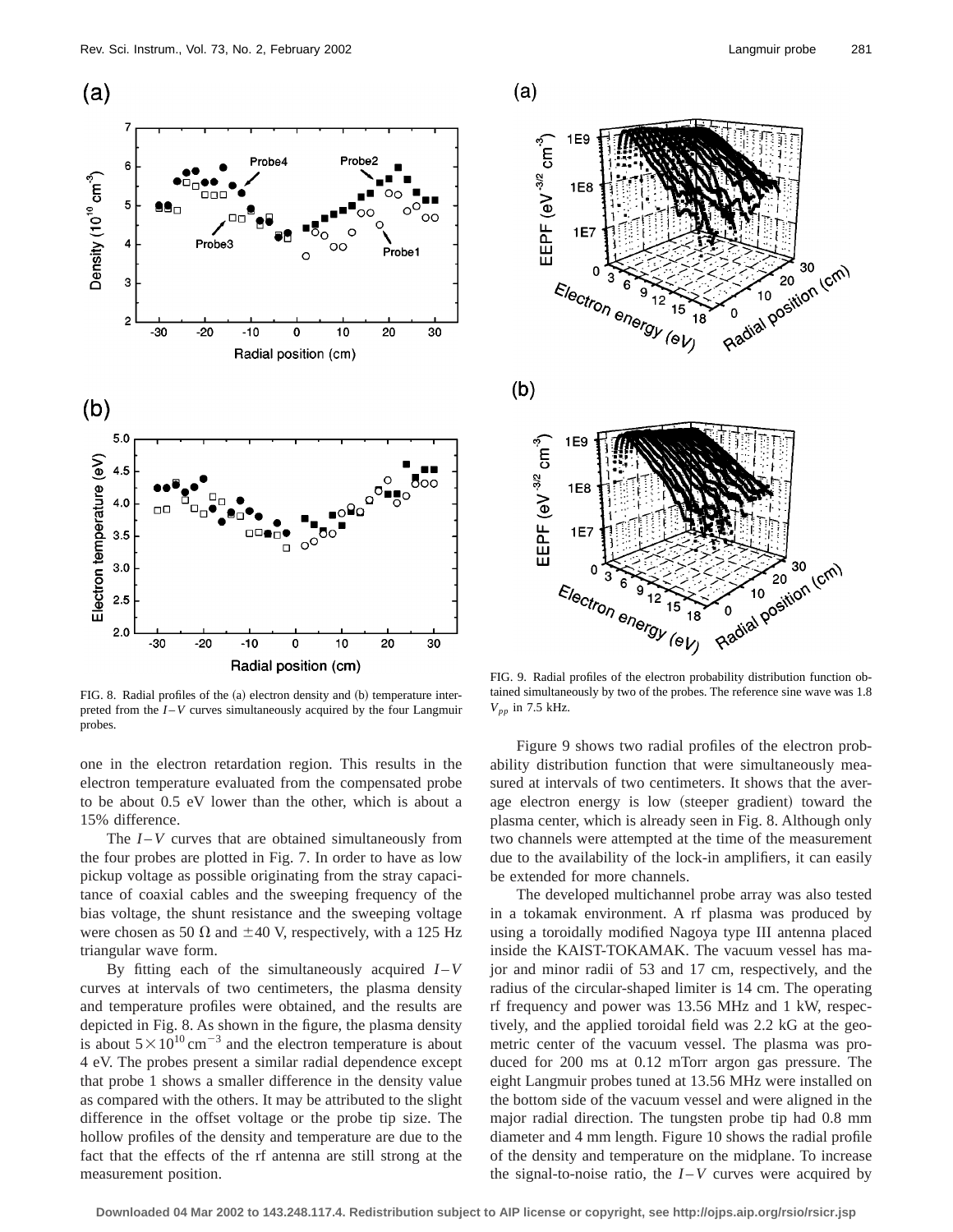FIG. 8. Radial profiles of the (a) electron density and (b) temperature interpreted from the $I$–$V$ curves simultaneously acquired by the four Langmuir probes.

FIG. 9. Radial profiles of the electron probability distribution function obtained simultaneously by two of the probes. The reference sine wave was 1.8 $V_{pp}$ in 7.5 kHz.

one in the electron retardation region. This results in the electron temperature evaluated from the compensated probe to be about 0.5 eV lower than the other, which is about a 15% difference.

The $I$–$V$ curves that are obtained simultaneously from the four probes are plotted in Fig. 7. In order to have as low pickup voltage as possible originating from the stray capacitance of coaxial cables and the sweeping frequency of the bias voltage, the shunt resistance and the sweeping voltage were chosen as 50 Ω and ±40 V, respectively, with a 125 Hz triangular wave form.

By fitting each of the simultaneously acquired $I$–$V$ curves at intervals of two centimeters, the plasma density and temperature profiles were obtained, and the results are depicted in Fig. 8. As shown in the figure, the plasma density is about $5\times10^{10}\,\mathrm{cm}^{-3}$ and the electron temperature is about 4 eV. The probes present a similar radial dependence except that probe 1 shows a smaller difference in the density value as compared with the others. It may be attributed to the slight difference in the offset voltage or the probe tip size. The hollow profiles of the density and temperature are due to the fact that the effects of the rf antenna are still strong at the measurement position.

Figure 9 shows two radial profiles of the electron probability distribution function that were simultaneously measured at intervals of two centimeters. It shows that the average electron energy is low (steeper gradient) toward the plasma center, which is already seen in Fig. 8. Although only two channels were attempted at the time of the measurement due to the availability of the lock-in amplifiers, it can easily be extended for more channels.

The developed multichannel probe array was also tested in a tokamak environment. A rf plasma was produced by using a toroidally modified Nagoya type III antenna placed inside the KAIST-TOKAMAK. The vacuum vessel has major and minor radii of 53 and 17 cm, respectively, and the radius of the circular-shaped limiter is 14 cm. The operating rf frequency and power was 13.56 MHz and 1 kW, respectively, and the applied toroidal field was 2.2 kG at the geometric center of the vacuum vessel. The plasma was produced for 200 ms at 0.12 mTorr argon gas pressure. The eight Langmuir probes tuned at 13.56 MHz were installed on the bottom side of the vacuum vessel and were aligned in the major radial direction. The tungsten probe tip had 0.8 mm diameter and 4 mm length. Figure 10 shows the radial profile of the density and temperature on the midplane. To increase the signal-to-noise ratio, the $I$–$V$ curves were acquired by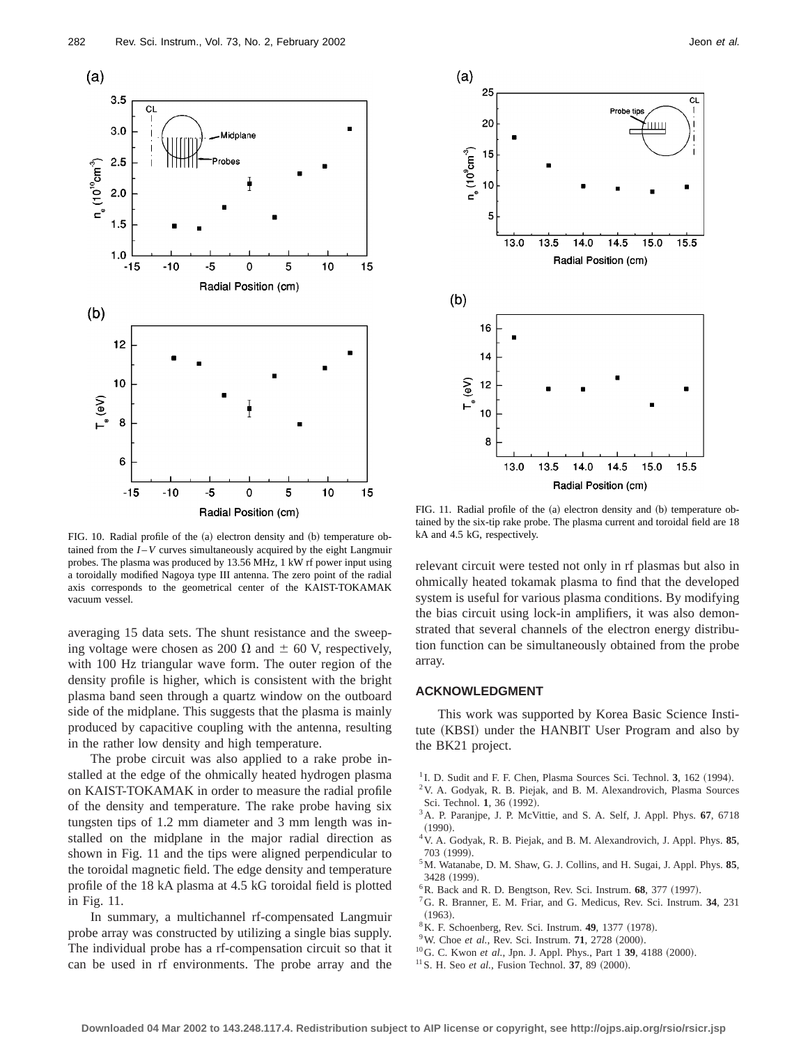(a)

3.5 3.0 2.5 2.0 1.5 1.0

$n_e$ ($10^{10}$cm$^{-3}$)

CL

Midplane

Probes

-15 -10 -5 0 5 10 15

Radial Position (cm)

(b)

12 10 8 6

$T_e$ (eV)

-15 -10 -5 0 5 10 15

Radial Position (cm)

FIG. 10. Radial profile of the (a) electron density and (b) temperature obtained from the $I-V$ curves simultaneously acquired by the eight Langmuir probes. The plasma was produced by 13.56 MHz, 1 kW rf power input using a toroidally modified Nagoya type III antenna. The zero point of the radial axis corresponds to the geometrical center of the KAIST-TOKAMAK vacuum vessel.

averaging 15 data sets. The shunt resistance and the sweeping voltage were chosen as 200 Ω and ± 60 V, respectively, with 100 Hz triangular wave form. The outer region of the density profile is higher, which is consistent with the bright plasma band seen through a quartz window on the outboard side of the midplane. This suggests that the plasma is mainly produced by capacitive coupling with the antenna, resulting in the rather low density and high temperature.

The probe circuit was also applied to a rake probe installed at the edge of the ohmically heated hydrogen plasma on KAIST-TOKAMAK in order to measure the radial profile of the density and temperature. The rake probe having six tungsten tips of 1.2 mm diameter and 3 mm length was installed on the midplane in the major radial direction as shown in Fig. 11 and the tips were aligned perpendicular to the toroidal magnetic field. The edge density and temperature profile of the 18 kA plasma at 4.5 kG toroidal field is plotted in Fig. 11.

In summary, a multichannel rf-compensated Langmuir probe array was constructed by utilizing a single bias supply. The individual probe has a rf-compensation circuit so that it can be used in rf environments. The probe array and the relevant circuit were tested not only in rf plasmas but also in ohmically heated tokamak plasma to find that the developed system is useful for various plasma conditions. By modifying the bias circuit using lock-in amplifiers, it was also demonstrated that several channels of the electron energy distribution function can be simultaneously obtained from the probe array.

(a)

25 20 15 10 5

$n_e$ ($10^9$cm$^{-3}$)

Probe tips

CL

13.0 13.5 14.0 14.5 15.0 15.5

Radial Position (cm)

(b)

16 14 12 10 8

$T_e$ (eV)

13.0 13.5 14.0 14.5 15.0 15.5

Radial Position (cm)

FIG. 11. Radial profile of the (a) electron density and (b) temperature obtained by the six-tip rake probe. The plasma current and toroidal field are 18 kA and 4.5 kG, respectively.

## ACKNOWLEDGMENT

This work was supported by Korea Basic Science Institute (KBSI) under the HANBIT User Program and also by the BK21 project.

[1] I. D. Sudit and F. F. Chen, Plasma Sources Sci. Technol. **3**, 162 (1994).
[2] V. A. Godyak, R. B. Piejak, and B. M. Alexandrovich, Plasma Sources Sci. Technol. **1**, 36 (1992).
[3] A. P. Paranjpe, J. P. McVittie, and S. A. Self, J. Appl. Phys. **67**, 6718 (1990).
[4] V. A. Godyak, R. B. Piejak, and B. M. Alexandrovich, J. Appl. Phys. **85**, 703 (1999).
[5] M. Watanabe, D. M. Shaw, G. J. Collins, and H. Sugai, J. Appl. Phys. **85**, 3428 (1999).
[6] R. Back and R. D. Bengtson, Rev. Sci. Instrum. **68**, 377 (1997).
[7] G. R. Branner, E. M. Friar, and G. Medicus, Rev. Sci. Instrum. **34**, 231 (1963).
[8] K. F. Schoenberg, Rev. Sci. Instrum. **49**, 1377 (1978).
[9] W. Choe *et al.*, Rev. Sci. Instrum. **71**, 2728 (2000).
[10] G. C. Kwon *et al.*, Jpn. J. Appl. Phys., Part 1 **39**, 4188 (2000).
[11] S. H. Seo *et al.*, Fusion Technol. **37**, 89 (2000).